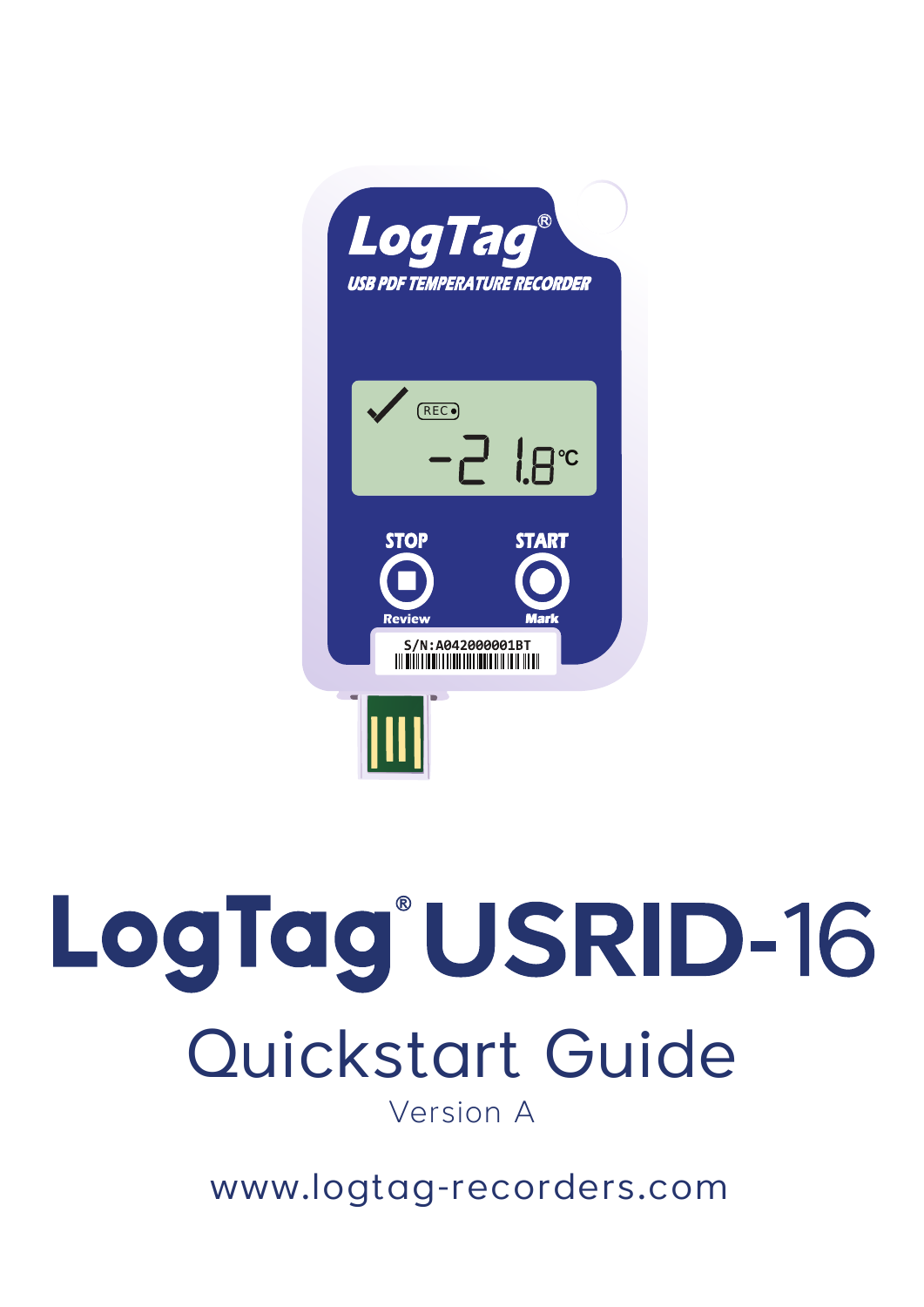# LogTag® USRID-16

## Quickstart Guide

Version A

www.logtag-recorders.com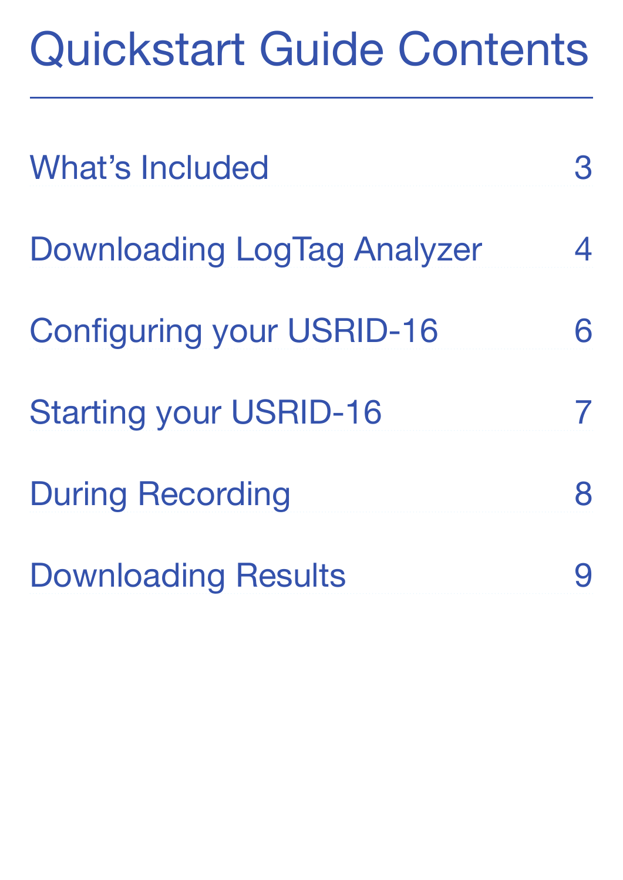# Quickstart Guide Contents

| | |
|---|---|
| What's Included | 3 |
| Downloading LogTag Analyzer | 4 |
| Configuring your USRID-16 | 6 |
| Starting your USRID-16 | 7 |
| During Recording | 8 |
| Downloading Results | 9 |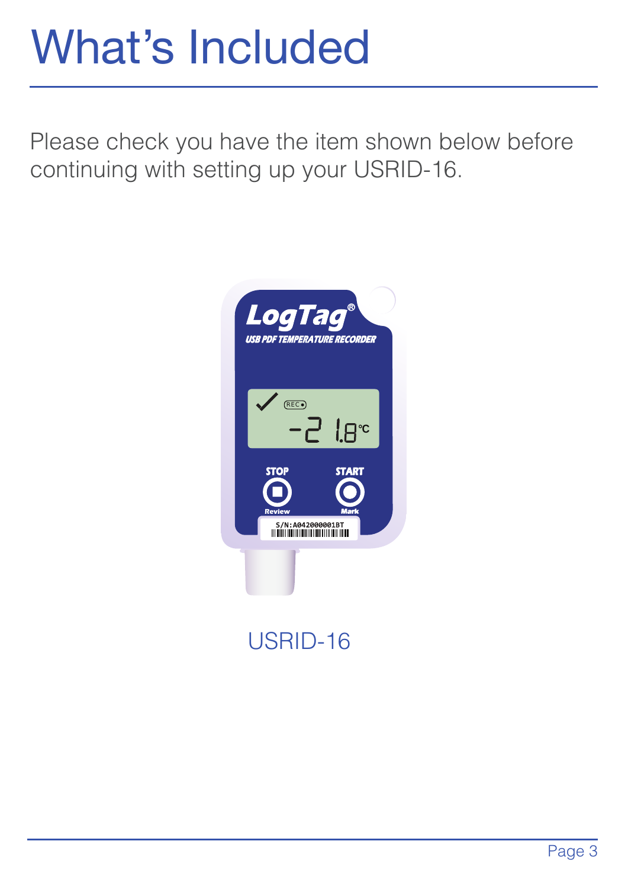# What's Included

Please check you have the item shown below before continuing with setting up your USRID-16.

USRID-16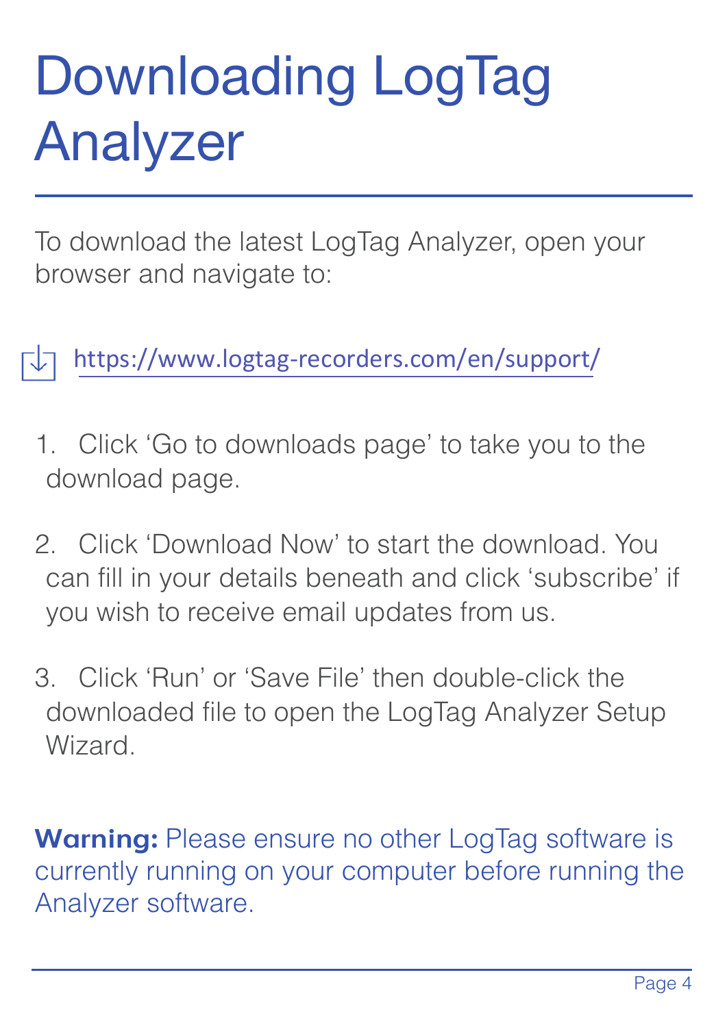# Downloading LogTag Analyzer

To download the latest LogTag Analyzer, open your browser and navigate to:

https://www.logtag-recorders.com/en/support/

1. Click 'Go to downloads page' to take you to the download page.

2. Click 'Download Now' to start the download. You can fill in your details beneath and click 'subscribe' if you wish to receive email updates from us.

3. Click 'Run' or 'Save File' then double-click the downloaded file to open the LogTag Analyzer Setup Wizard.

**Warning:** Please ensure no other LogTag software is currently running on your computer before running the Analyzer software.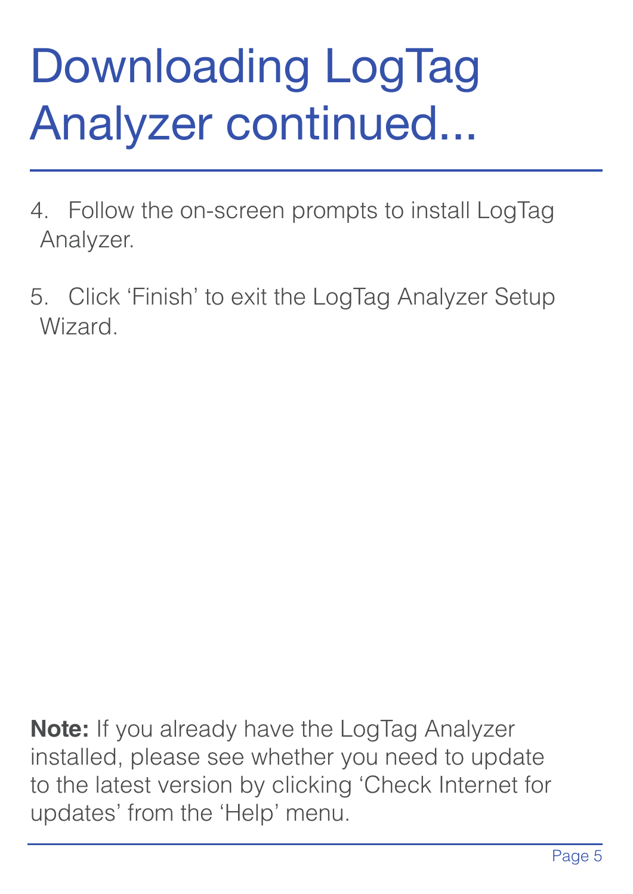# Downloading LogTag Analyzer continued...

4. Follow the on-screen prompts to install LogTag Analyzer.

5. Click ‘Finish’ to exit the LogTag Analyzer Setup Wizard.

**Note:** If you already have the LogTag Analyzer installed, please see whether you need to update to the latest version by clicking ‘Check Internet for updates’ from the ‘Help’ menu.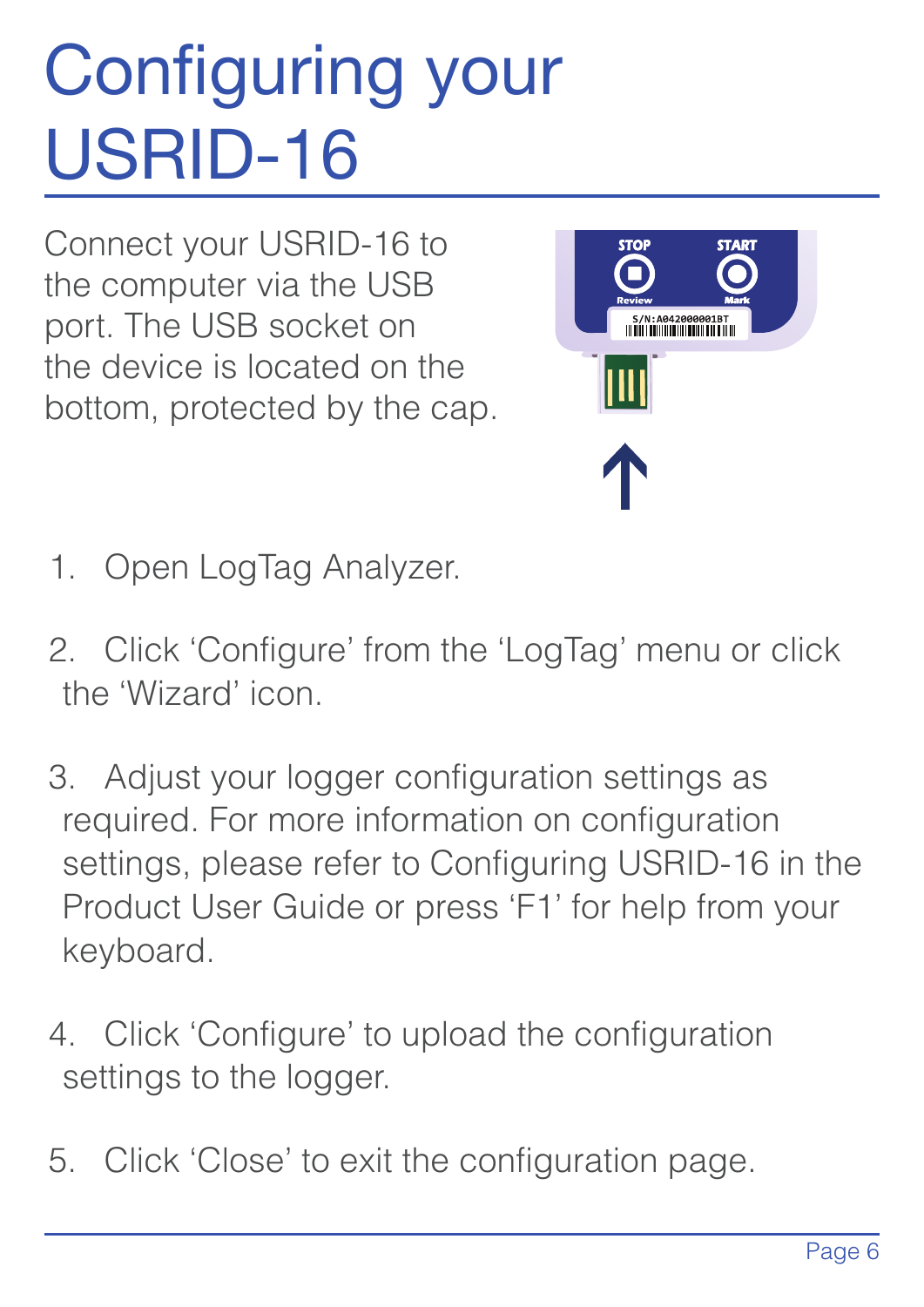# Configuring your USRID-16

Connect your USRID-16 to the computer via the USB port. The USB socket on the device is located on the bottom, protected by the cap.

1. Open LogTag Analyzer.
2. Click 'Configure' from the 'LogTag' menu or click the 'Wizard' icon.
3. Adjust your logger configuration settings as required. For more information on configuration settings, please refer to Configuring USRID-16 in the Product User Guide or press 'F1' for help from your keyboard.
4. Click 'Configure' to upload the configuration settings to the logger.
5. Click 'Close' to exit the configuration page.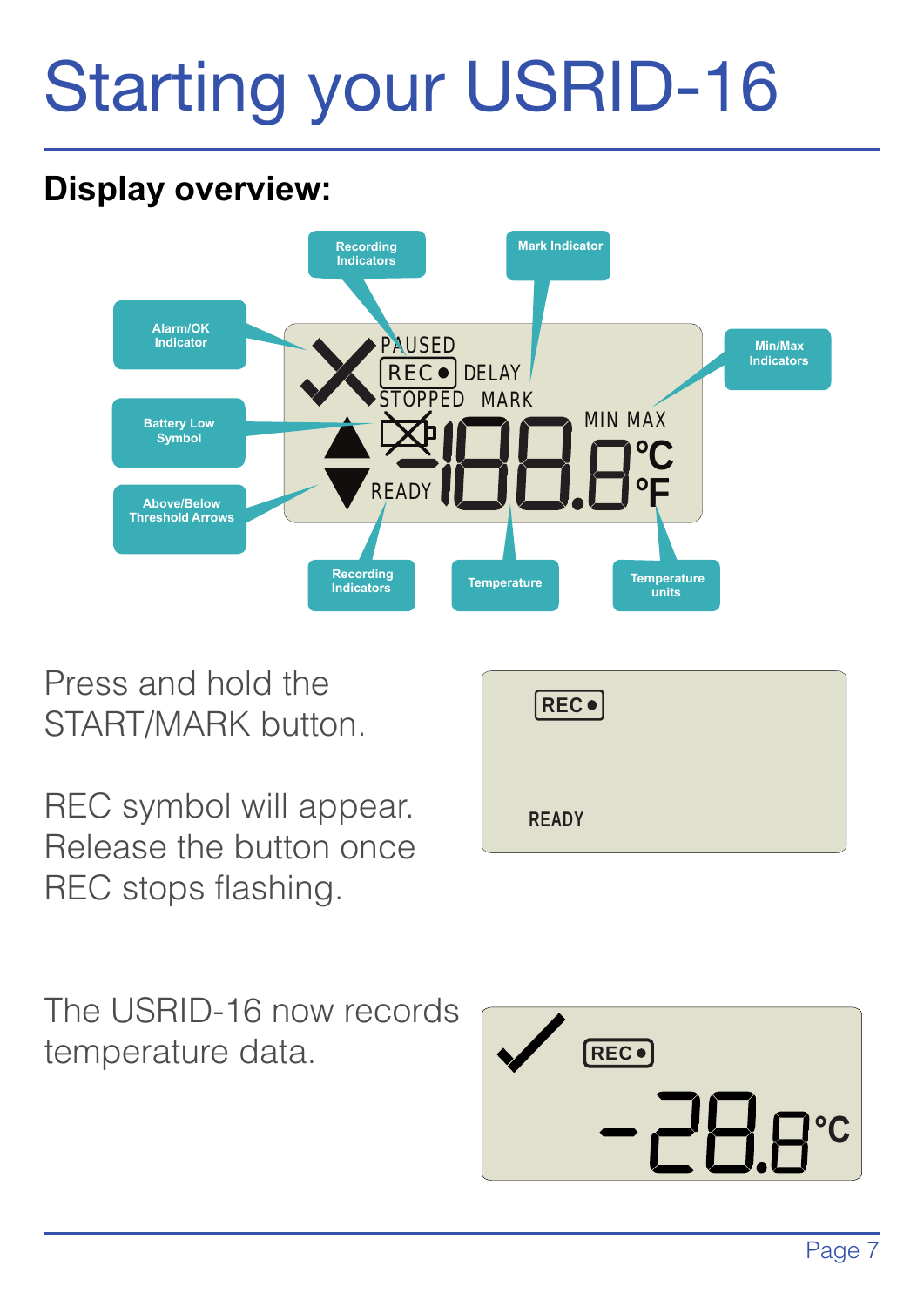# Starting your USRID-16

## Display overview:

Recording Indicators

Mark Indicator

Alarm/OK Indicator

Min/Max Indicators

Battery Low Symbol

Above/Below Threshold Arrows

Recording Indicators

Temperature

Temperature units

Press and hold the START/MARK button.

REC symbol will appear. Release the button once REC stops flashing.

The USRID-16 now records temperature data.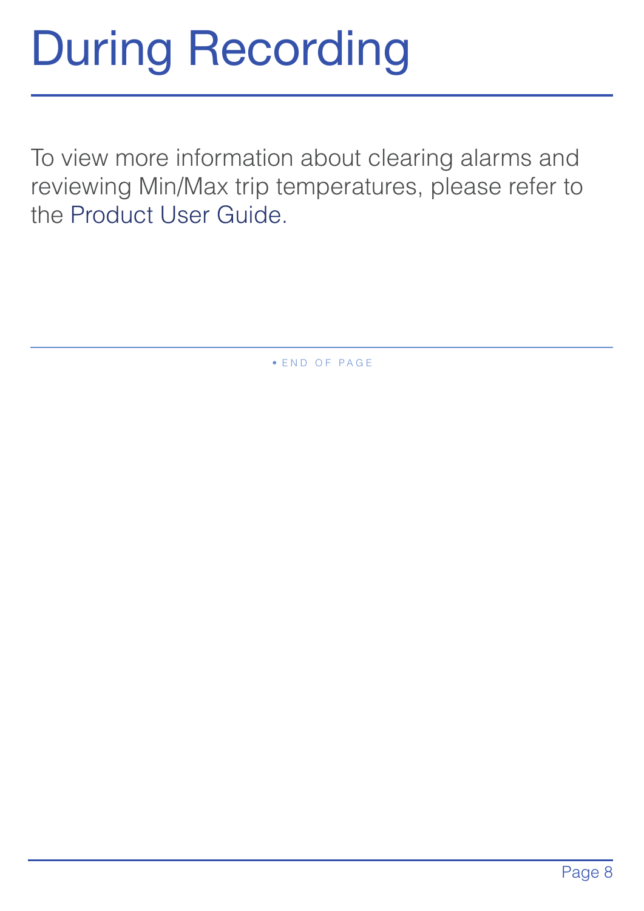# During Recording

To view more information about clearing alarms and reviewing Min/Max trip temperatures, please refer to the Product User Guide.

• END OF PAGE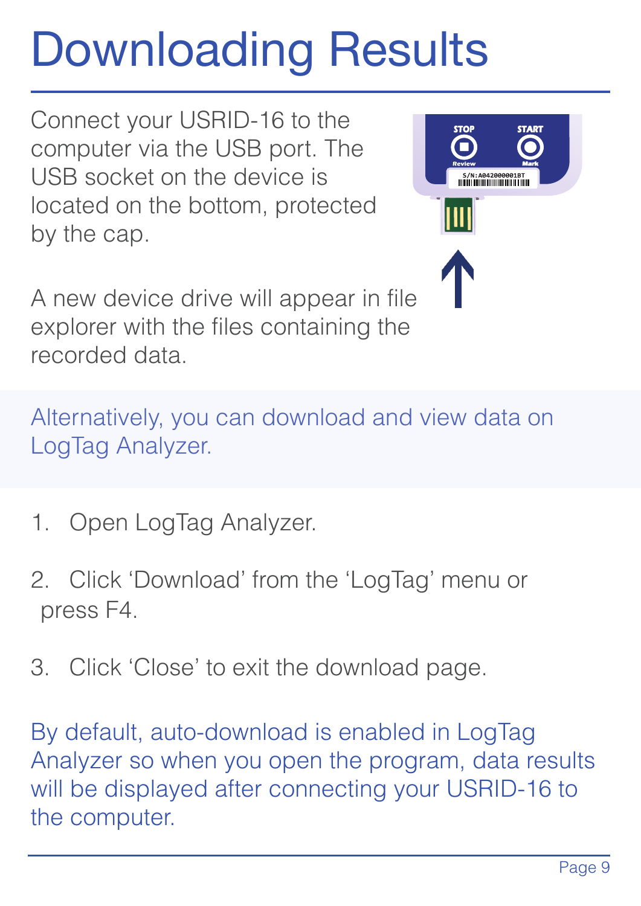# Downloading Results

Connect your USRID-16 to the computer via the USB port. The USB socket on the device is located on the bottom, protected by the cap.

A new device drive will appear in file explorer with the files containing the recorded data.

Alternatively, you can download and view data on LogTag Analyzer.

1. Open LogTag Analyzer.
2. Click 'Download' from the 'LogTag' menu or press F4.
3. Click 'Close' to exit the download page.

By default, auto-download is enabled in LogTag Analyzer so when you open the program, data results will be displayed after connecting your USRID-16 to the computer.